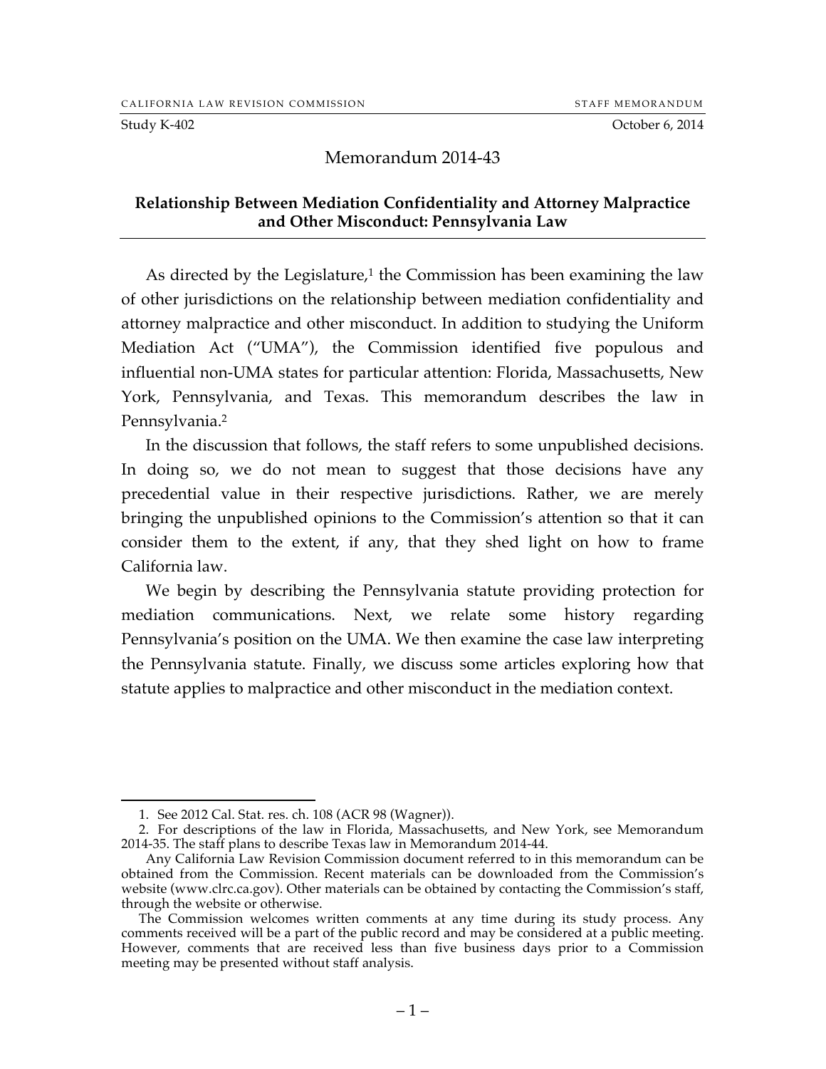CALIFORNIA LAW REVISION COMMISSION STAFF MEMORANDUM

Study K-402 October 6, 2014

# Memorandum 2014-43

## Relationship Between Mediation Confidentiality and Attorney Malpractice and Other Misconduct: Pennsylvania Law

As directed by the Legislature,[1] the Commission has been examining the law of other jurisdictions on the relationship between mediation confidentiality and attorney malpractice and other misconduct. In addition to studying the Uniform Mediation Act ("UMA"), the Commission identified five populous and influential non-UMA states for particular attention: Florida, Massachusetts, New York, Pennsylvania, and Texas. This memorandum describes the law in Pennsylvania.[2]

In the discussion that follows, the staff refers to some unpublished decisions. In doing so, we do not mean to suggest that those decisions have any precedential value in their respective jurisdictions. Rather, we are merely bringing the unpublished opinions to the Commission's attention so that it can consider them to the extent, if any, that they shed light on how to frame California law.

We begin by describing the Pennsylvania statute providing protection for mediation communications. Next, we relate some history regarding Pennsylvania's position on the UMA. We then examine the case law interpreting the Pennsylvania statute. Finally, we discuss some articles exploring how that statute applies to malpractice and other misconduct in the mediation context.

---

1. See 2012 Cal. Stat. res. ch. 108 (ACR 98 (Wagner)).

2. For descriptions of the law in Florida, Massachusetts, and New York, see Memorandum 2014-35. The staff plans to describe Texas law in Memorandum 2014-44.

Any California Law Revision Commission document referred to in this memorandum can be obtained from the Commission. Recent materials can be downloaded from the Commission's website (www.clrc.ca.gov). Other materials can be obtained by contacting the Commission's staff, through the website or otherwise.

The Commission welcomes written comments at any time during its study process. Any comments received will be a part of the public record and may be considered at a public meeting. However, comments that are received less than five business days prior to a Commission meeting may be presented without staff analysis.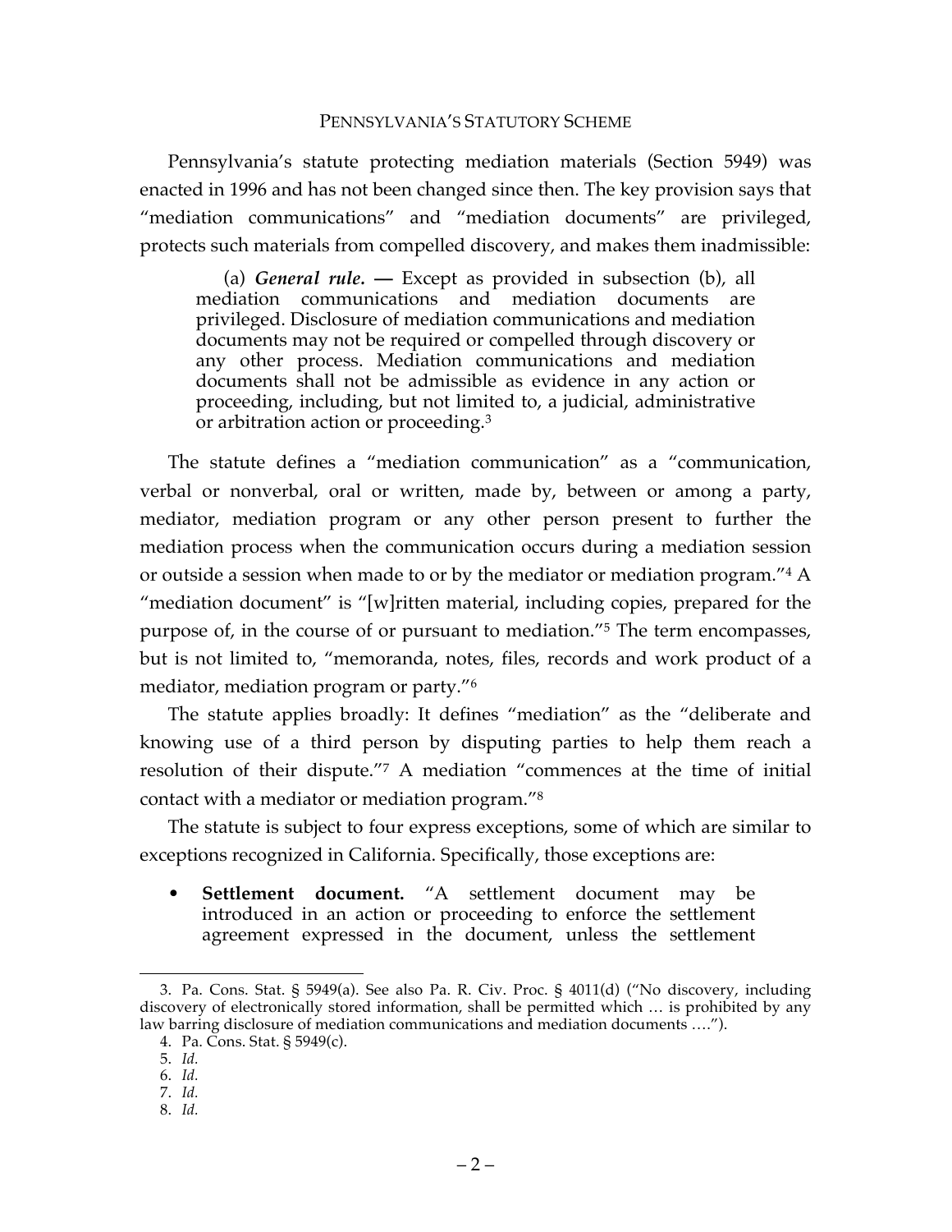## PENNSYLVANIA'S STATUTORY SCHEME

Pennsylvania's statute protecting mediation materials (Section 5949) was enacted in 1996 and has not been changed since then. The key provision says that "mediation communications" and "mediation documents" are privileged, protects such materials from compelled discovery, and makes them inadmissible:

> (a) ***General rule.*** **—** Except as provided in subsection (b), all mediation communications and mediation documents are privileged. Disclosure of mediation communications and mediation documents may not be required or compelled through discovery or any other process. Mediation communications and mediation documents shall not be admissible as evidence in any action or proceeding, including, but not limited to, a judicial, administrative or arbitration action or proceeding.[3]

The statute defines a "mediation communication" as a "communication, verbal or nonverbal, oral or written, made by, between or among a party, mediator, mediation program or any other person present to further the mediation process when the communication occurs during a mediation session or outside a session when made to or by the mediator or mediation program."[4] A "mediation document" is "[w]ritten material, including copies, prepared for the purpose of, in the course of or pursuant to mediation."[5] The term encompasses, but is not limited to, "memoranda, notes, files, records and work product of a mediator, mediation program or party."[6]

The statute applies broadly: It defines "mediation" as the "deliberate and knowing use of a third person by disputing parties to help them reach a resolution of their dispute."[7] A mediation "commences at the time of initial contact with a mediator or mediation program."[8]

The statute is subject to four express exceptions, some of which are similar to exceptions recognized in California. Specifically, those exceptions are:

- **Settlement document.** "A settlement document may be introduced in an action or proceeding to enforce the settlement agreement expressed in the document, unless the settlement

---

3. Pa. Cons. Stat. § 5949(a). See also Pa. R. Civ. Proc. § 4011(d) ("No discovery, including discovery of electronically stored information, shall be permitted which … is prohibited by any law barring disclosure of mediation communications and mediation documents ….").

4. Pa. Cons. Stat. § 5949(c).

5. *Id.*

6. *Id.*

7. *Id.*

8. *Id.*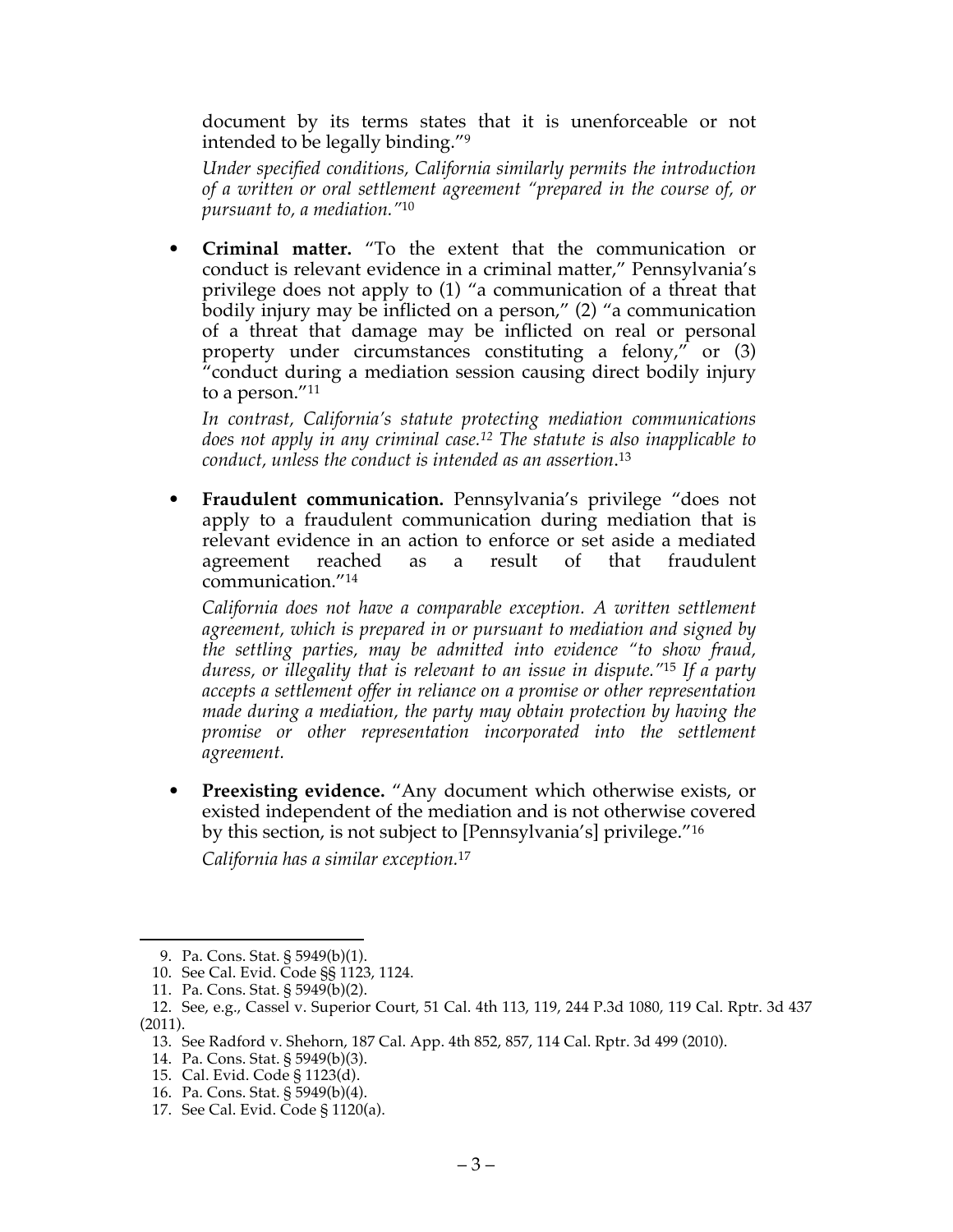document by its terms states that it is unenforceable or not intended to be legally binding."[9]

*Under specified conditions, California similarly permits the introduction of a written or oral settlement agreement "prepared in the course of, or pursuant to, a mediation."*[10]

- **Criminal matter.** "To the extent that the communication or conduct is relevant evidence in a criminal matter," Pennsylvania's privilege does not apply to (1) "a communication of a threat that bodily injury may be inflicted on a person," (2) "a communication of a threat that damage may be inflicted on real or personal property under circumstances constituting a felony," or (3) "conduct during a mediation session causing direct bodily injury to a person."[11]

  *In contrast, California's statute protecting mediation communications does not apply in any criminal case.*[12] *The statute is also inapplicable to conduct, unless the conduct is intended as an assertion.*[13]

- **Fraudulent communication.** Pennsylvania's privilege "does not apply to a fraudulent communication during mediation that is relevant evidence in an action to enforce or set aside a mediated agreement reached as a result of that fraudulent communication."[14]

  *California does not have a comparable exception. A written settlement agreement, which is prepared in or pursuant to mediation and signed by the settling parties, may be admitted into evidence "to show fraud, duress, or illegality that is relevant to an issue in dispute."*[15] *If a party accepts a settlement offer in reliance on a promise or other representation made during a mediation, the party may obtain protection by having the promise or other representation incorporated into the settlement agreement.*

- **Preexisting evidence.** "Any document which otherwise exists, or existed independent of the mediation and is not otherwise covered by this section, is not subject to [Pennsylvania's] privilege."[16]

  *California has a similar exception.*[17]

---

9. Pa. Cons. Stat. § 5949(b)(1).
10. See Cal. Evid. Code §§ 1123, 1124.
11. Pa. Cons. Stat. § 5949(b)(2).
12. See, e.g., Cassel v. Superior Court, 51 Cal. 4th 113, 119, 244 P.3d 1080, 119 Cal. Rptr. 3d 437 (2011).
13. See Radford v. Shehorn, 187 Cal. App. 4th 852, 857, 114 Cal. Rptr. 3d 499 (2010).
14. Pa. Cons. Stat. § 5949(b)(3).
15. Cal. Evid. Code § 1123(d).
16. Pa. Cons. Stat. § 5949(b)(4).
17. See Cal. Evid. Code § 1120(a).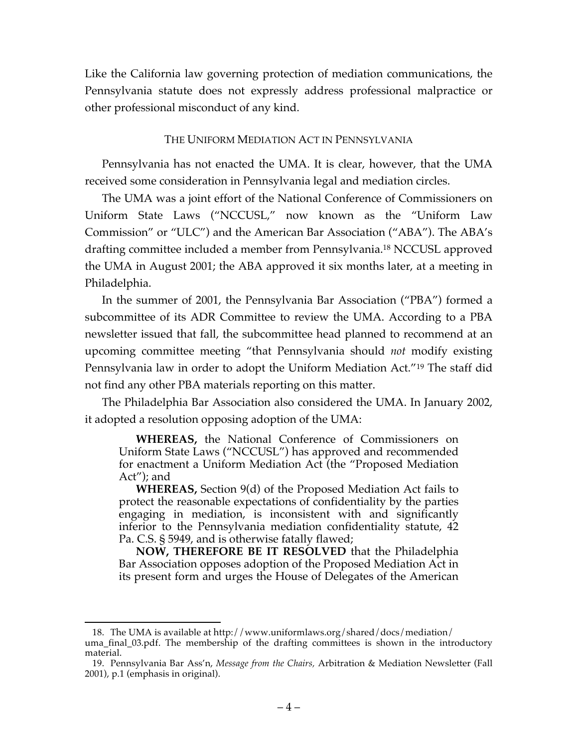Like the California law governing protection of mediation communications, the Pennsylvania statute does not expressly address professional malpractice or other professional misconduct of any kind.

## THE UNIFORM MEDIATION ACT IN PENNSYLVANIA

Pennsylvania has not enacted the UMA. It is clear, however, that the UMA received some consideration in Pennsylvania legal and mediation circles.

The UMA was a joint effort of the National Conference of Commissioners on Uniform State Laws ("NCCUSL," now known as the "Uniform Law Commission" or "ULC") and the American Bar Association ("ABA"). The ABA's drafting committee included a member from Pennsylvania.[18] NCCUSL approved the UMA in August 2001; the ABA approved it six months later, at a meeting in Philadelphia.

In the summer of 2001, the Pennsylvania Bar Association ("PBA") formed a subcommittee of its ADR Committee to review the UMA. According to a PBA newsletter issued that fall, the subcommittee head planned to recommend at an upcoming committee meeting "that Pennsylvania should *not* modify existing Pennsylvania law in order to adopt the Uniform Mediation Act."[19] The staff did not find any other PBA materials reporting on this matter.

The Philadelphia Bar Association also considered the UMA. In January 2002, it adopted a resolution opposing adoption of the UMA:

> **WHEREAS,** the National Conference of Commissioners on Uniform State Laws ("NCCUSL") has approved and recommended for enactment a Uniform Mediation Act (the "Proposed Mediation Act"); and
>
> **WHEREAS,** Section 9(d) of the Proposed Mediation Act fails to protect the reasonable expectations of confidentiality by the parties engaging in mediation, is inconsistent with and significantly inferior to the Pennsylvania mediation confidentiality statute, 42 Pa. C.S. § 5949, and is otherwise fatally flawed;
>
> **NOW, THEREFORE BE IT RESOLVED** that the Philadelphia Bar Association opposes adoption of the Proposed Mediation Act in its present form and urges the House of Delegates of the American

---

18. The UMA is available at http://www.uniformlaws.org/shared/docs/mediation/uma_final_03.pdf. The membership of the drafting committees is shown in the introductory material.

19. Pennsylvania Bar Ass'n, *Message from the Chairs,* Arbitration & Mediation Newsletter (Fall 2001), p.1 (emphasis in original).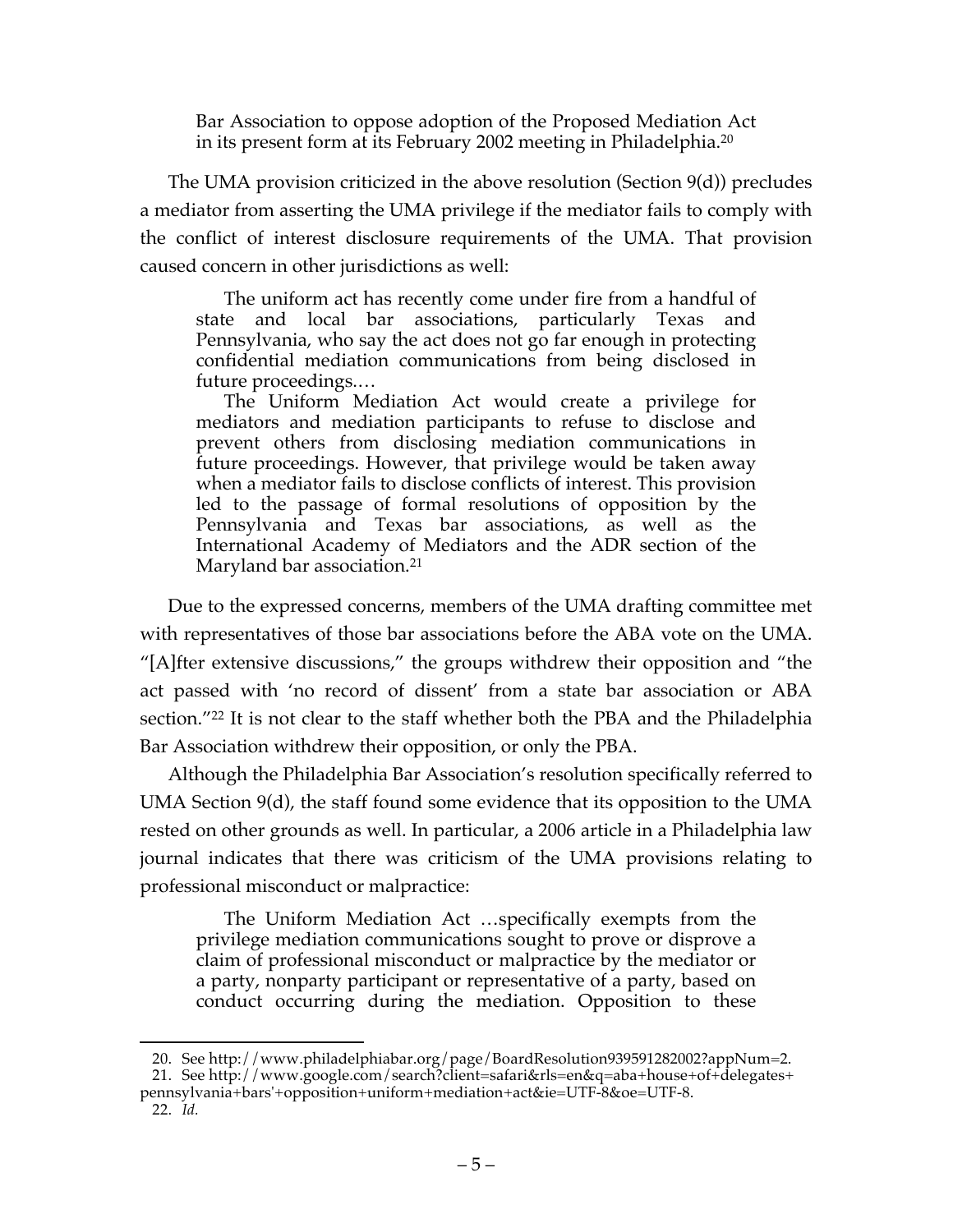> Bar Association to oppose adoption of the Proposed Mediation Act in its present form at its February 2002 meeting in Philadelphia.[20]

The UMA provision criticized in the above resolution (Section 9(d)) precludes a mediator from asserting the UMA privilege if the mediator fails to comply with the conflict of interest disclosure requirements of the UMA. That provision caused concern in other jurisdictions as well:

> The uniform act has recently come under fire from a handful of state and local bar associations, particularly Texas and Pennsylvania, who say the act does not go far enough in protecting confidential mediation communications from being disclosed in future proceedings.…
>
> The Uniform Mediation Act would create a privilege for mediators and mediation participants to refuse to disclose and prevent others from disclosing mediation communications in future proceedings. However, that privilege would be taken away when a mediator fails to disclose conflicts of interest. This provision led to the passage of formal resolutions of opposition by the Pennsylvania and Texas bar associations, as well as the International Academy of Mediators and the ADR section of the Maryland bar association.[21]

Due to the expressed concerns, members of the UMA drafting committee met with representatives of those bar associations before the ABA vote on the UMA. "[A]fter extensive discussions," the groups withdrew their opposition and "the act passed with 'no record of dissent' from a state bar association or ABA section."[22] It is not clear to the staff whether both the PBA and the Philadelphia Bar Association withdrew their opposition, or only the PBA.

Although the Philadelphia Bar Association's resolution specifically referred to UMA Section 9(d), the staff found some evidence that its opposition to the UMA rested on other grounds as well. In particular, a 2006 article in a Philadelphia law journal indicates that there was criticism of the UMA provisions relating to professional misconduct or malpractice:

> The Uniform Mediation Act …specifically exempts from the privilege mediation communications sought to prove or disprove a claim of professional misconduct or malpractice by the mediator or a party, nonparty participant or representative of a party, based on conduct occurring during the mediation. Opposition to these

---

20. See http://www.philadelphiabar.org/page/BoardResolution939591282002?appNum=2.

21. See http://www.google.com/search?client=safari&rls=en&q=aba+house+of+delegates+pennsylvania+bars'+opposition+uniform+mediation+act&ie=UTF-8&oe=UTF-8.

22. *Id.*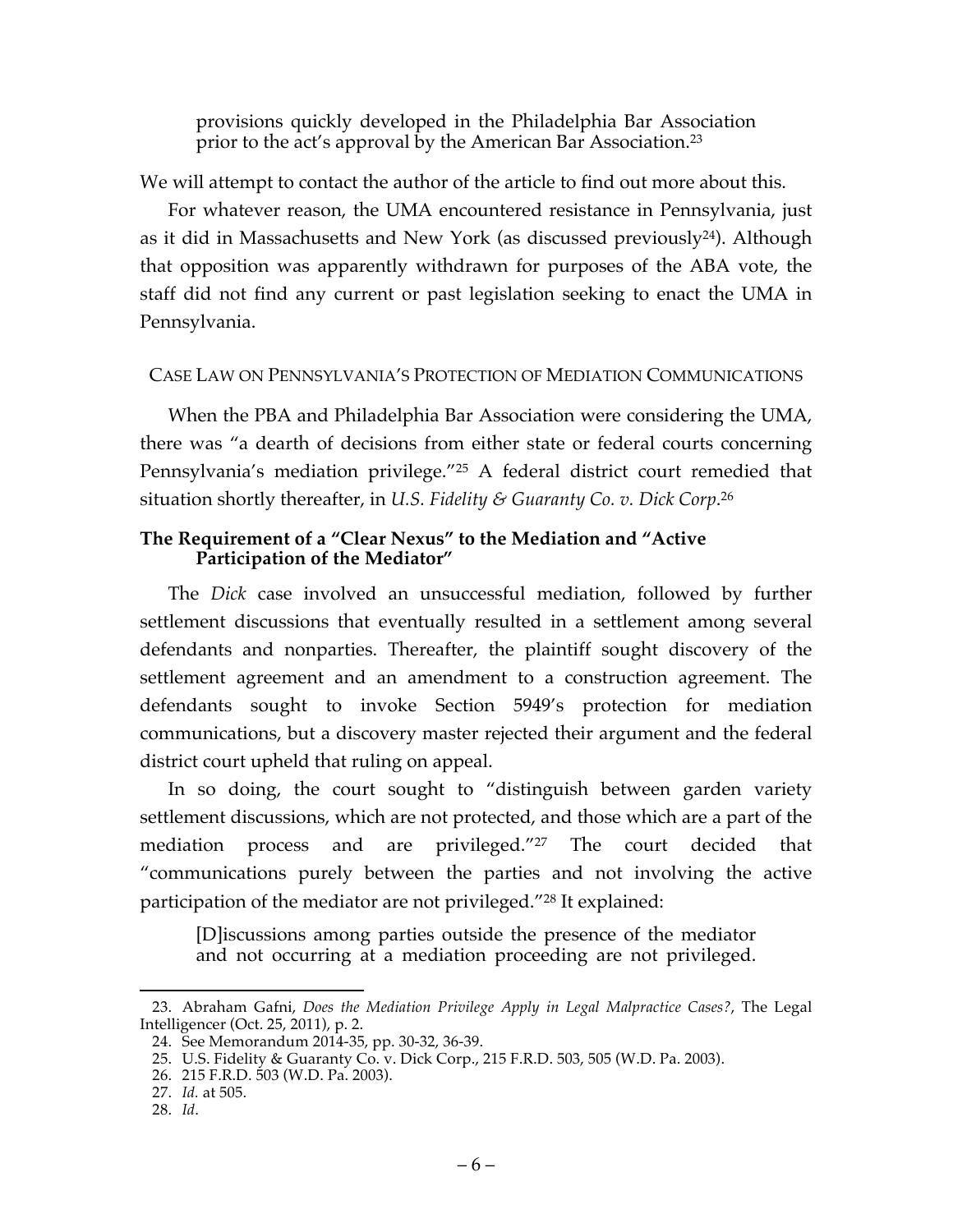> provisions quickly developed in the Philadelphia Bar Association prior to the act's approval by the American Bar Association.[23]

We will attempt to contact the author of the article to find out more about this.

For whatever reason, the UMA encountered resistance in Pennsylvania, just as it did in Massachusetts and New York (as discussed previously[24]). Although that opposition was apparently withdrawn for purposes of the ABA vote, the staff did not find any current or past legislation seeking to enact the UMA in Pennsylvania.

## CASE LAW ON PENNSYLVANIA'S PROTECTION OF MEDIATION COMMUNICATIONS

When the PBA and Philadelphia Bar Association were considering the UMA, there was "a dearth of decisions from either state or federal courts concerning Pennsylvania's mediation privilege."[25] A federal district court remedied that situation shortly thereafter, in *U.S. Fidelity & Guaranty Co. v. Dick Corp*.[26]

### The Requirement of a "Clear Nexus" to the Mediation and "Active Participation of the Mediator"

The *Dick* case involved an unsuccessful mediation, followed by further settlement discussions that eventually resulted in a settlement among several defendants and nonparties. Thereafter, the plaintiff sought discovery of the settlement agreement and an amendment to a construction agreement. The defendants sought to invoke Section 5949's protection for mediation communications, but a discovery master rejected their argument and the federal district court upheld that ruling on appeal.

In so doing, the court sought to "distinguish between garden variety settlement discussions, which are not protected, and those which are a part of the mediation process and are privileged."[27] The court decided that "communications purely between the parties and not involving the active participation of the mediator are not privileged."[28] It explained:

> [D]iscussions among parties outside the presence of the mediator and not occurring at a mediation proceeding are not privileged.

---

23. Abraham Gafni, *Does the Mediation Privilege Apply in Legal Malpractice Cases?*, The Legal Intelligencer (Oct. 25, 2011), p. 2.
24. See Memorandum 2014-35, pp. 30-32, 36-39.
25. U.S. Fidelity & Guaranty Co. v. Dick Corp., 215 F.R.D. 503, 505 (W.D. Pa. 2003).
26. 215 F.R.D. 503 (W.D. Pa. 2003).
27. *Id.* at 505.
28. *Id*.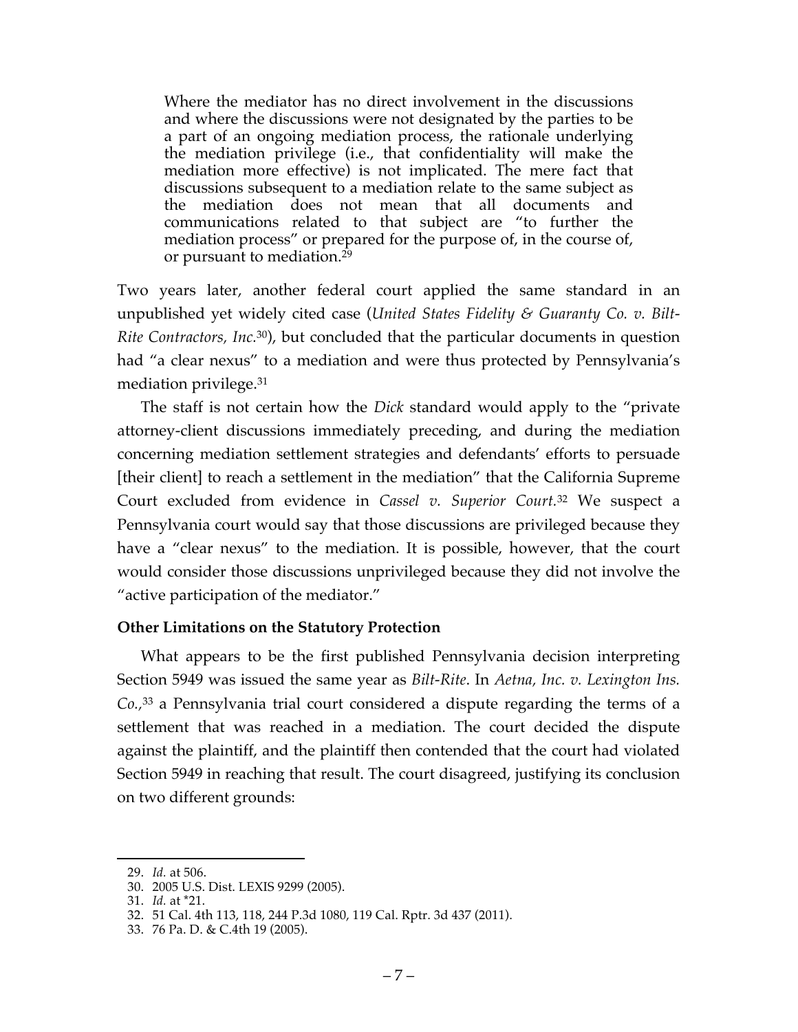> Where the mediator has no direct involvement in the discussions and where the discussions were not designated by the parties to be a part of an ongoing mediation process, the rationale underlying the mediation privilege (i.e., that confidentiality will make the mediation more effective) is not implicated. The mere fact that discussions subsequent to a mediation relate to the same subject as the mediation does not mean that all documents and communications related to that subject are "to further the mediation process" or prepared for the purpose of, in the course of, or pursuant to mediation.[29]

Two years later, another federal court applied the same standard in an unpublished yet widely cited case (*United States Fidelity & Guaranty Co. v. Bilt-Rite Contractors, Inc.*[30]), but concluded that the particular documents in question had "a clear nexus" to a mediation and were thus protected by Pennsylvania's mediation privilege.[31]

The staff is not certain how the *Dick* standard would apply to the "private attorney-client discussions immediately preceding, and during the mediation concerning mediation settlement strategies and defendants' efforts to persuade [their client] to reach a settlement in the mediation" that the California Supreme Court excluded from evidence in *Cassel v. Superior Court.*[32] We suspect a Pennsylvania court would say that those discussions are privileged because they have a "clear nexus" to the mediation. It is possible, however, that the court would consider those discussions unprivileged because they did not involve the "active participation of the mediator."

**Other Limitations on the Statutory Protection**

What appears to be the first published Pennsylvania decision interpreting Section 5949 was issued the same year as *Bilt-Rite*. In *Aetna, Inc. v. Lexington Ins. Co.*,[33] a Pennsylvania trial court considered a dispute regarding the terms of a settlement that was reached in a mediation. The court decided the dispute against the plaintiff, and the plaintiff then contended that the court had violated Section 5949 in reaching that result. The court disagreed, justifying its conclusion on two different grounds:

---

29. *Id.* at 506.
30. 2005 U.S. Dist. LEXIS 9299 (2005).
31. *Id.* at *21.
32. 51 Cal. 4th 113, 118, 244 P.3d 1080, 119 Cal. Rptr. 3d 437 (2011).
33. 76 Pa. D. & C.4th 19 (2005).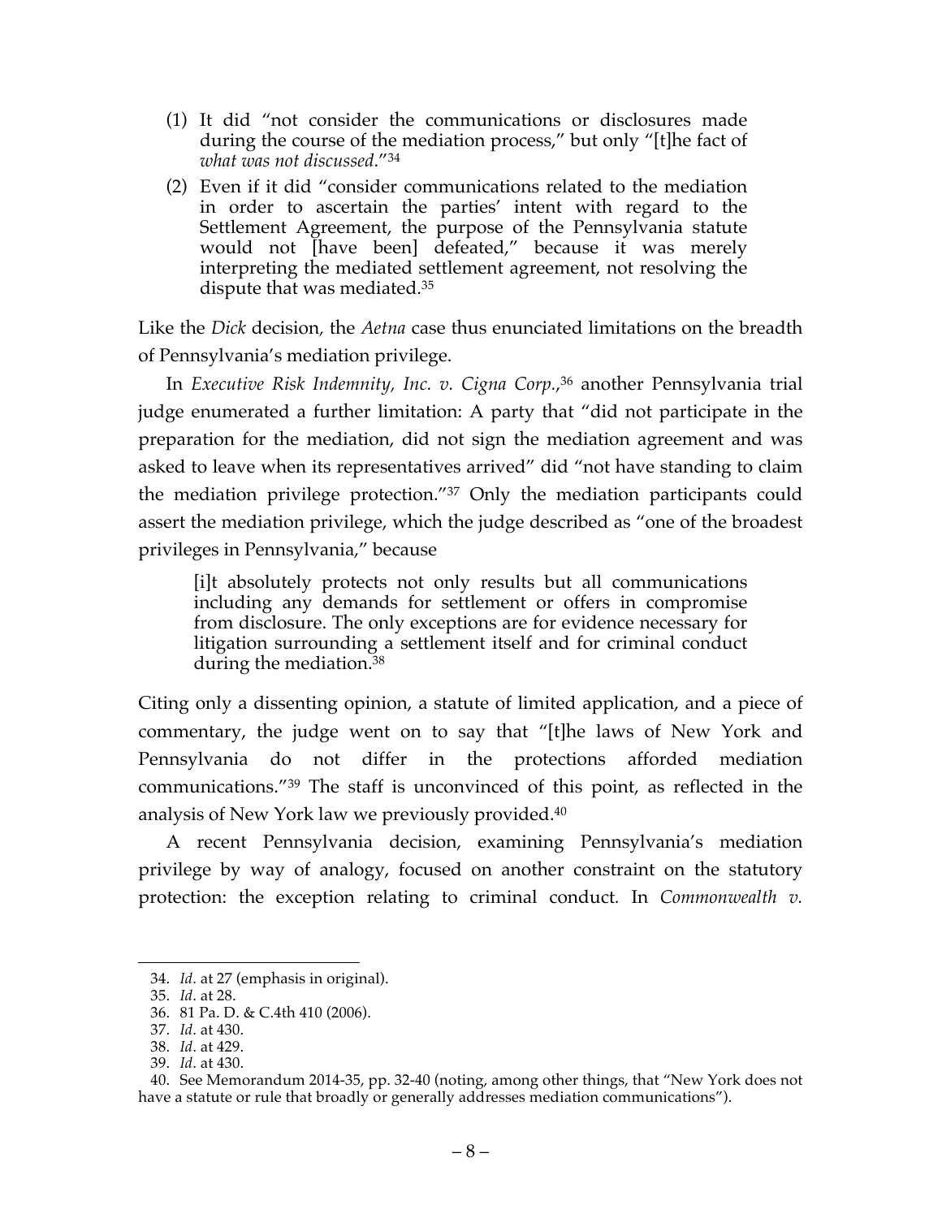(1) It did "not consider the communications or disclosures made during the course of the mediation process," but only "[t]he fact of *what was not discussed*."[34]

(2) Even if it did "consider communications related to the mediation in order to ascertain the parties' intent with regard to the Settlement Agreement, the purpose of the Pennsylvania statute would not [have been] defeated," because it was merely interpreting the mediated settlement agreement, not resolving the dispute that was mediated.[35]

Like the *Dick* decision, the *Aetna* case thus enunciated limitations on the breadth of Pennsylvania's mediation privilege.

In *Executive Risk Indemnity, Inc. v. Cigna Corp.*,[36] another Pennsylvania trial judge enumerated a further limitation: A party that "did not participate in the preparation for the mediation, did not sign the mediation agreement and was asked to leave when its representatives arrived" did "not have standing to claim the mediation privilege protection."[37] Only the mediation participants could assert the mediation privilege, which the judge described as "one of the broadest privileges in Pennsylvania," because

> [i]t absolutely protects not only results but all communications including any demands for settlement or offers in compromise from disclosure. The only exceptions are for evidence necessary for litigation surrounding a settlement itself and for criminal conduct during the mediation.[38]

Citing only a dissenting opinion, a statute of limited application, and a piece of commentary, the judge went on to say that "[t]he laws of New York and Pennsylvania do not differ in the protections afforded mediation communications."[39] The staff is unconvinced of this point, as reflected in the analysis of New York law we previously provided.[40]

A recent Pennsylvania decision, examining Pennsylvania's mediation privilege by way of analogy, focused on another constraint on the statutory protection: the exception relating to criminal conduct. In *Commonwealth v.*

---

34. *Id*. at 27 (emphasis in original).
35. *Id*. at 28.
36. 81 Pa. D. & C.4th 410 (2006).
37. *Id*. at 430.
38. *Id*. at 429.
39. *Id*. at 430.
40. See Memorandum 2014-35, pp. 32-40 (noting, among other things, that "New York does not have a statute or rule that broadly or generally addresses mediation communications").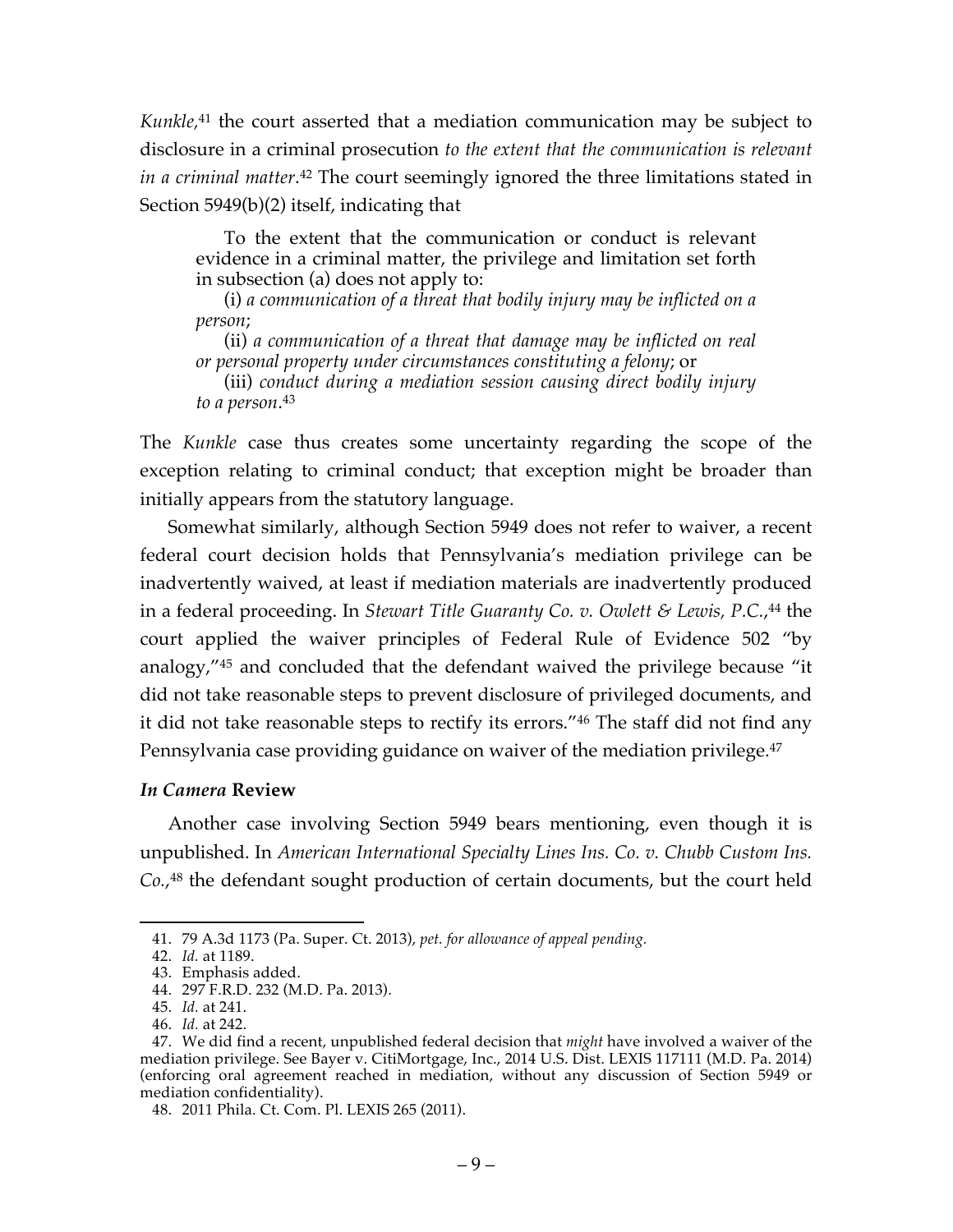*Kunkle*,[41] the court asserted that a mediation communication may be subject to disclosure in a criminal prosecution *to the extent that the communication is relevant in a criminal matter*.[42] The court seemingly ignored the three limitations stated in Section 5949(b)(2) itself, indicating that

> To the extent that the communication or conduct is relevant evidence in a criminal matter, the privilege and limitation set forth in subsection (a) does not apply to:
>
> (i) *a communication of a threat that bodily injury may be inflicted on a person*;
>
> (ii) *a communication of a threat that damage may be inflicted on real or personal property under circumstances constituting a felony*; or
>
> (iii) *conduct during a mediation session causing direct bodily injury to a person*.[43]

The *Kunkle* case thus creates some uncertainty regarding the scope of the exception relating to criminal conduct; that exception might be broader than initially appears from the statutory language.

Somewhat similarly, although Section 5949 does not refer to waiver, a recent federal court decision holds that Pennsylvania's mediation privilege can be inadvertently waived, at least if mediation materials are inadvertently produced in a federal proceeding. In *Stewart Title Guaranty Co. v. Owlett & Lewis, P.C.*,[44] the court applied the waiver principles of Federal Rule of Evidence 502 "by analogy,"[45] and concluded that the defendant waived the privilege because "it did not take reasonable steps to prevent disclosure of privileged documents, and it did not take reasonable steps to rectify its errors."[46] The staff did not find any Pennsylvania case providing guidance on waiver of the mediation privilege.[47]

### *In Camera* Review

Another case involving Section 5949 bears mentioning, even though it is unpublished. In *American International Specialty Lines Ins. Co. v. Chubb Custom Ins. Co.*,[48] the defendant sought production of certain documents, but the court held

---

41. 79 A.3d 1173 (Pa. Super. Ct. 2013), *pet. for allowance of appeal pending.*

42. *Id.* at 1189.

43. Emphasis added.

44. 297 F.R.D. 232 (M.D. Pa. 2013).

45. *Id.* at 241.

46. *Id.* at 242.

47. We did find a recent, unpublished federal decision that *might* have involved a waiver of the mediation privilege. See Bayer v. CitiMortgage, Inc., 2014 U.S. Dist. LEXIS 117111 (M.D. Pa. 2014) (enforcing oral agreement reached in mediation, without any discussion of Section 5949 or mediation confidentiality).

48. 2011 Phila. Ct. Com. Pl. LEXIS 265 (2011).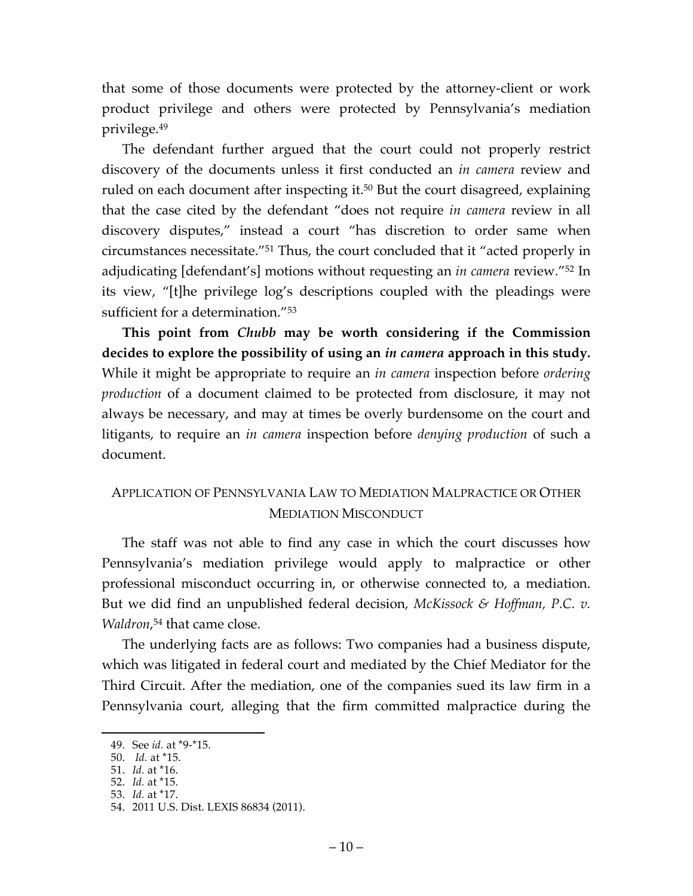that some of those documents were protected by the attorney-client or work product privilege and others were protected by Pennsylvania's mediation privilege.[49]

The defendant further argued that the court could not properly restrict discovery of the documents unless it first conducted an *in camera* review and ruled on each document after inspecting it.[50] But the court disagreed, explaining that the case cited by the defendant "does not require *in camera* review in all discovery disputes," instead a court "has discretion to order same when circumstances necessitate."[51] Thus, the court concluded that it "acted properly in adjudicating [defendant's] motions without requesting an *in camera* review."[52] In its view, "[t]he privilege log's descriptions coupled with the pleadings were sufficient for a determination."[53]

**This point from *Chubb* may be worth considering if the Commission decides to explore the possibility of using an *in camera* approach in this study.** While it might be appropriate to require an *in camera* inspection before *ordering production* of a document claimed to be protected from disclosure, it may not always be necessary, and may at times be overly burdensome on the court and litigants, to require an *in camera* inspection before *denying production* of such a document.

## APPLICATION OF PENNSYLVANIA LAW TO MEDIATION MALPRACTICE OR OTHER MEDIATION MISCONDUCT

The staff was not able to find any case in which the court discusses how Pennsylvania's mediation privilege would apply to malpractice or other professional misconduct occurring in, or otherwise connected to, a mediation. But we did find an unpublished federal decision, *McKissock & Hoffman, P.C. v. Waldron*,[54] that came close.

The underlying facts are as follows: Two companies had a business dispute, which was litigated in federal court and mediated by the Chief Mediator for the Third Circuit. After the mediation, one of the companies sued its law firm in a Pennsylvania court, alleging that the firm committed malpractice during the

---

49. See *id.* at *9-*15.
50. *Id.* at *15.
51. *Id.* at *16.
52. *Id.* at *15.
53. *Id.* at *17.
54. 2011 U.S. Dist. LEXIS 86834 (2011).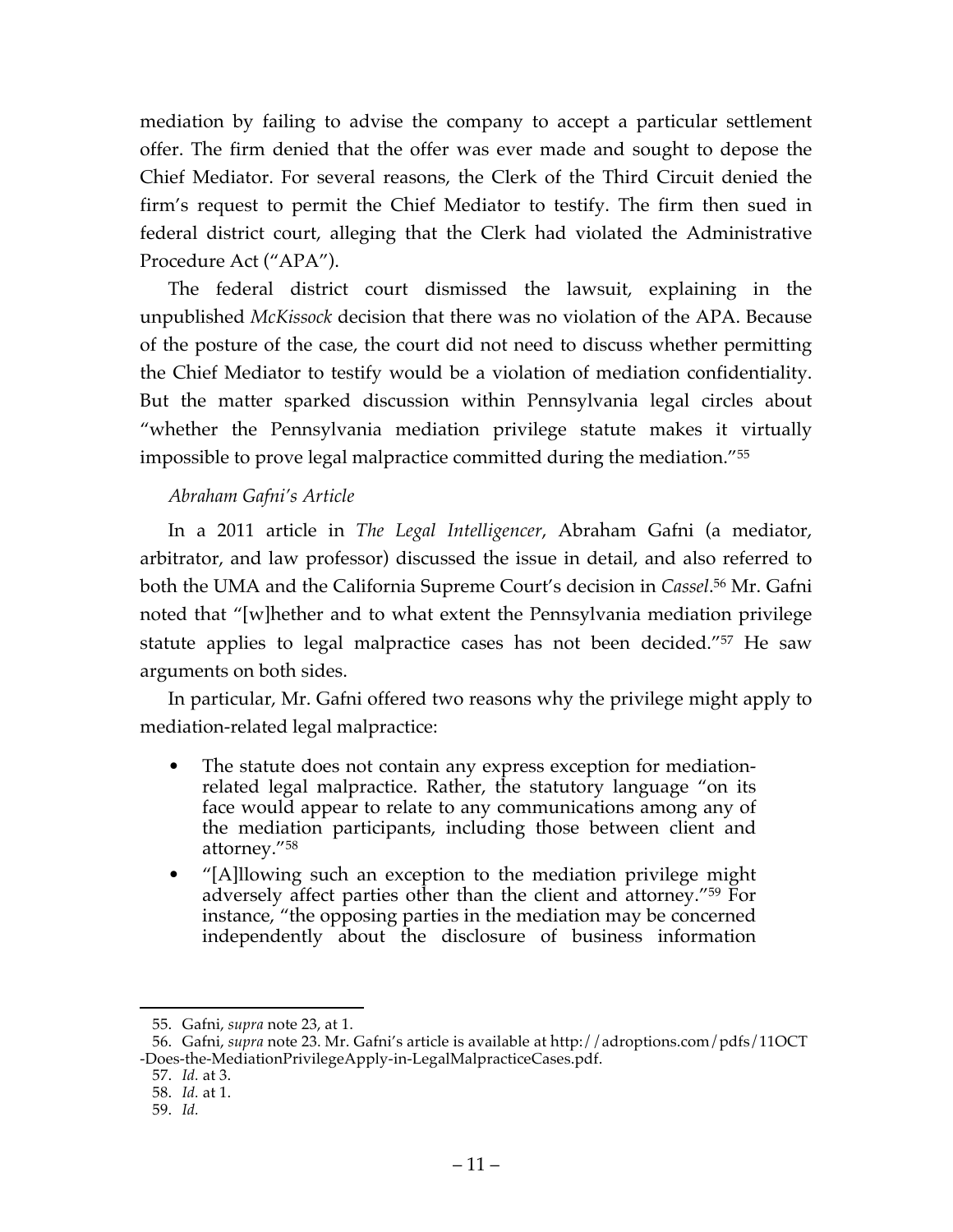mediation by failing to advise the company to accept a particular settlement offer. The firm denied that the offer was ever made and sought to depose the Chief Mediator. For several reasons, the Clerk of the Third Circuit denied the firm's request to permit the Chief Mediator to testify. The firm then sued in federal district court, alleging that the Clerk had violated the Administrative Procedure Act ("APA").

The federal district court dismissed the lawsuit, explaining in the unpublished *McKissock* decision that there was no violation of the APA. Because of the posture of the case, the court did not need to discuss whether permitting the Chief Mediator to testify would be a violation of mediation confidentiality. But the matter sparked discussion within Pennsylvania legal circles about "whether the Pennsylvania mediation privilege statute makes it virtually impossible to prove legal malpractice committed during the mediation."[55]

*Abraham Gafni's Article*

In a 2011 article in *The Legal Intelligencer*, Abraham Gafni (a mediator, arbitrator, and law professor) discussed the issue in detail, and also referred to both the UMA and the California Supreme Court's decision in *Cassel*.[56] Mr. Gafni noted that "[w]hether and to what extent the Pennsylvania mediation privilege statute applies to legal malpractice cases has not been decided."[57] He saw arguments on both sides.

In particular, Mr. Gafni offered two reasons why the privilege might apply to mediation-related legal malpractice:

- The statute does not contain any express exception for mediation-related legal malpractice. Rather, the statutory language "on its face would appear to relate to any communications among any of the mediation participants, including those between client and attorney."[58]
- "[A]llowing such an exception to the mediation privilege might adversely affect parties other than the client and attorney."[59] For instance, "the opposing parties in the mediation may be concerned independently about the disclosure of business information

---

55. Gafni, *supra* note 23, at 1.

56. Gafni, *supra* note 23. Mr. Gafni's article is available at http://adroptions.com/pdfs/11OCT-Does-the-MediationPrivilegeApply-in-LegalMalpracticeCases.pdf.

57. *Id.* at 3.

58. *Id.* at 1.

59. *Id.*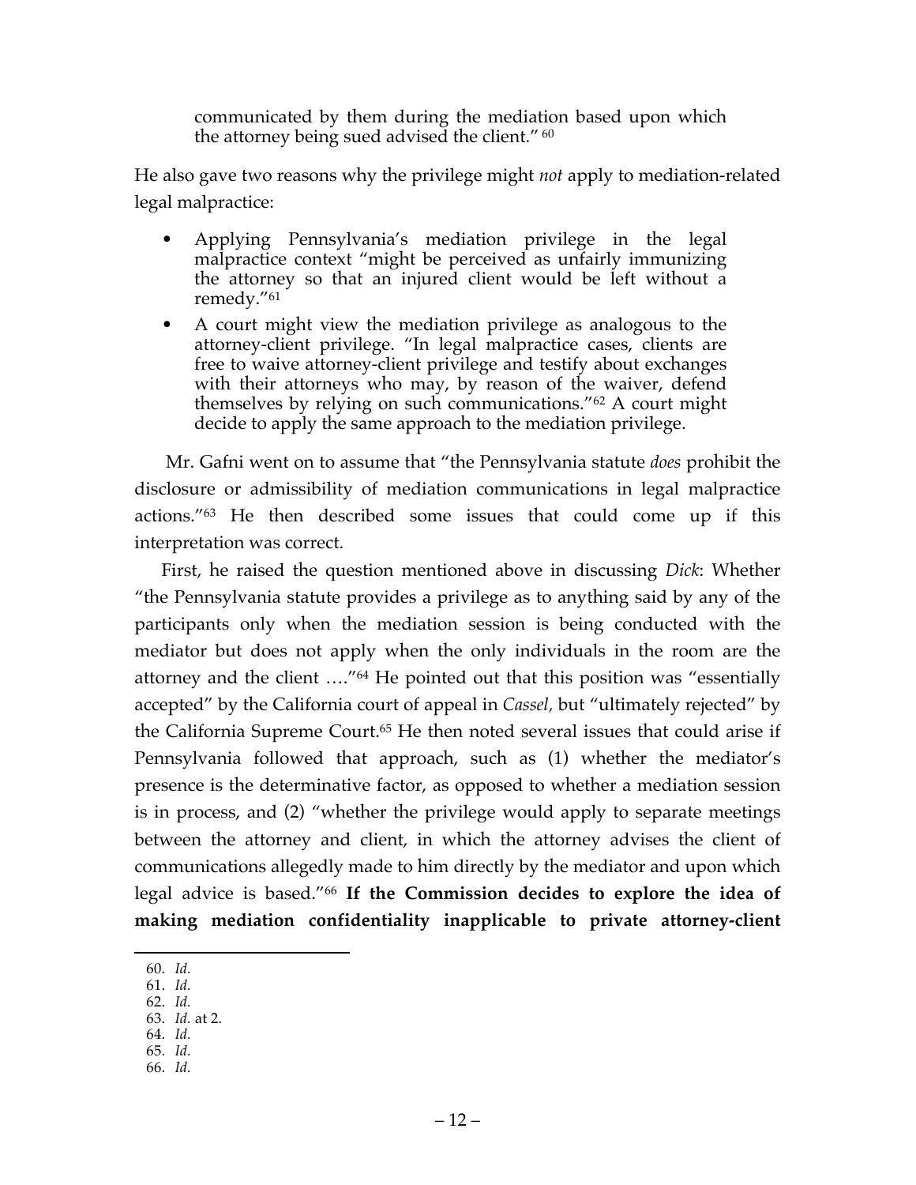communicated by them during the mediation based upon which the attorney being sued advised the client." [60]

He also gave two reasons why the privilege might *not* apply to mediation-related legal malpractice:

- Applying Pennsylvania's mediation privilege in the legal malpractice context "might be perceived as unfairly immunizing the attorney so that an injured client would be left without a remedy."[61]
- A court might view the mediation privilege as analogous to the attorney-client privilege. "In legal malpractice cases, clients are free to waive attorney-client privilege and testify about exchanges with their attorneys who may, by reason of the waiver, defend themselves by relying on such communications."[62] A court might decide to apply the same approach to the mediation privilege.

Mr. Gafni went on to assume that "the Pennsylvania statute *does* prohibit the disclosure or admissibility of mediation communications in legal malpractice actions."[63] He then described some issues that could come up if this interpretation was correct.

First, he raised the question mentioned above in discussing *Dick*: Whether "the Pennsylvania statute provides a privilege as to anything said by any of the participants only when the mediation session is being conducted with the mediator but does not apply when the only individuals in the room are the attorney and the client …."[64] He pointed out that this position was "essentially accepted" by the California court of appeal in *Cassel*, but "ultimately rejected" by the California Supreme Court.[65] He then noted several issues that could arise if Pennsylvania followed that approach, such as (1) whether the mediator's presence is the determinative factor, as opposed to whether a mediation session is in process, and (2) "whether the privilege would apply to separate meetings between the attorney and client, in which the attorney advises the client of communications allegedly made to him directly by the mediator and upon which legal advice is based."[66] **If the Commission decides to explore the idea of making mediation confidentiality inapplicable to private attorney-client**

60. *Id.*
61. *Id.*
62. *Id.*
63. *Id.* at 2.
64. *Id.*
65. *Id.*
66. *Id.*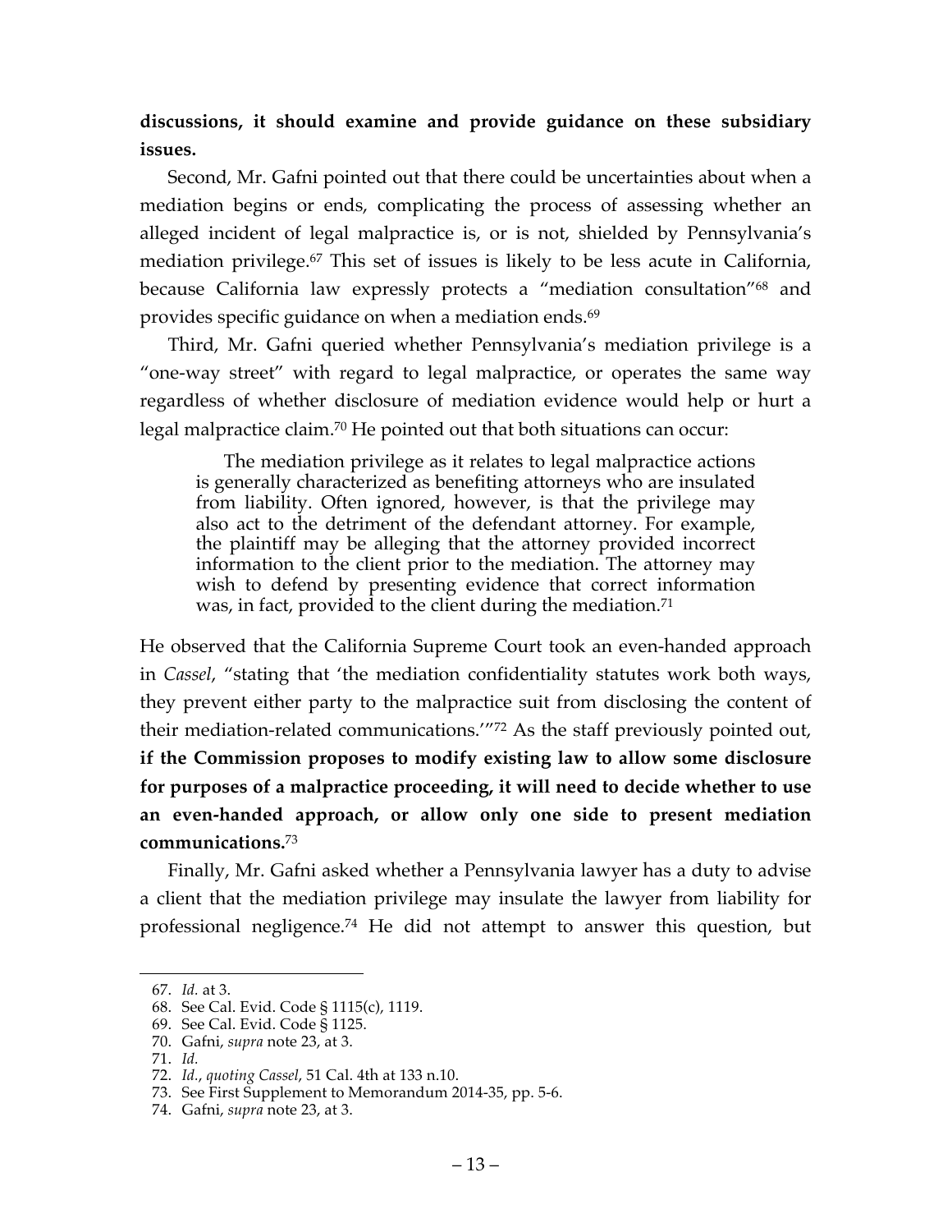**discussions, it should examine and provide guidance on these subsidiary issues.**

Second, Mr. Gafni pointed out that there could be uncertainties about when a mediation begins or ends, complicating the process of assessing whether an alleged incident of legal malpractice is, or is not, shielded by Pennsylvania's mediation privilege.[67] This set of issues is likely to be less acute in California, because California law expressly protects a "mediation consultation"[68] and provides specific guidance on when a mediation ends.[69]

Third, Mr. Gafni queried whether Pennsylvania's mediation privilege is a "one-way street" with regard to legal malpractice, or operates the same way regardless of whether disclosure of mediation evidence would help or hurt a legal malpractice claim.[70] He pointed out that both situations can occur:

> The mediation privilege as it relates to legal malpractice actions is generally characterized as benefiting attorneys who are insulated from liability. Often ignored, however, is that the privilege may also act to the detriment of the defendant attorney. For example, the plaintiff may be alleging that the attorney provided incorrect information to the client prior to the mediation. The attorney may wish to defend by presenting evidence that correct information was, in fact, provided to the client during the mediation.[71]

He observed that the California Supreme Court took an even-handed approach in *Cassel*, "stating that 'the mediation confidentiality statutes work both ways, they prevent either party to the malpractice suit from disclosing the content of their mediation-related communications.'"[72] As the staff previously pointed out, **if the Commission proposes to modify existing law to allow some disclosure for purposes of a malpractice proceeding, it will need to decide whether to use an even-handed approach, or allow only one side to present mediation communications.**[73]

Finally, Mr. Gafni asked whether a Pennsylvania lawyer has a duty to advise a client that the mediation privilege may insulate the lawyer from liability for professional negligence.[74] He did not attempt to answer this question, but

---

67. *Id.* at 3.
68. See Cal. Evid. Code § 1115(c), 1119.
69. See Cal. Evid. Code § 1125.
70. Gafni, *supra* note 23, at 3.
71. *Id.*
72. *Id.*, *quoting Cassel*, 51 Cal. 4th at 133 n.10.
73. See First Supplement to Memorandum 2014-35, pp. 5-6.
74. Gafni, *supra* note 23, at 3.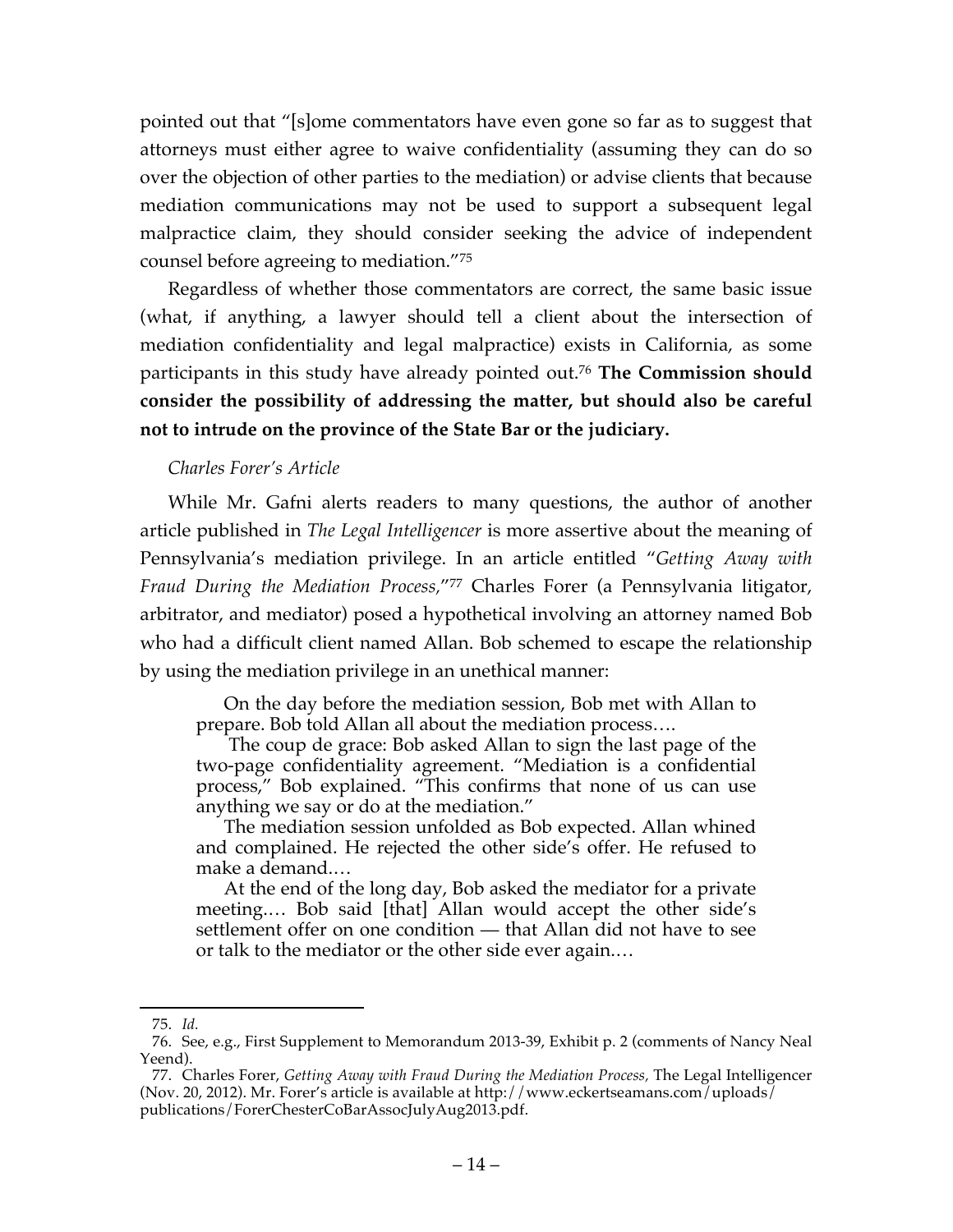pointed out that "[s]ome commentators have even gone so far as to suggest that attorneys must either agree to waive confidentiality (assuming they can do so over the objection of other parties to the mediation) or advise clients that because mediation communications may not be used to support a subsequent legal malpractice claim, they should consider seeking the advice of independent counsel before agreeing to mediation."[75]

Regardless of whether those commentators are correct, the same basic issue (what, if anything, a lawyer should tell a client about the intersection of mediation confidentiality and legal malpractice) exists in California, as some participants in this study have already pointed out.[76] **The Commission should consider the possibility of addressing the matter, but should also be careful not to intrude on the province of the State Bar or the judiciary.**

*Charles Forer's Article*

While Mr. Gafni alerts readers to many questions, the author of another article published in *The Legal Intelligencer* is more assertive about the meaning of Pennsylvania's mediation privilege. In an article entitled "*Getting Away with Fraud During the Mediation Process*,"[77] Charles Forer (a Pennsylvania litigator, arbitrator, and mediator) posed a hypothetical involving an attorney named Bob who had a difficult client named Allan. Bob schemed to escape the relationship by using the mediation privilege in an unethical manner:

> On the day before the mediation session, Bob met with Allan to prepare. Bob told Allan all about the mediation process….
>
> The coup de grace: Bob asked Allan to sign the last page of the two-page confidentiality agreement. "Mediation is a confidential process," Bob explained. "This confirms that none of us can use anything we say or do at the mediation."
>
> The mediation session unfolded as Bob expected. Allan whined and complained. He rejected the other side's offer. He refused to make a demand.…
>
> At the end of the long day, Bob asked the mediator for a private meeting.… Bob said [that] Allan would accept the other side's settlement offer on one condition — that Allan did not have to see or talk to the mediator or the other side ever again.…

---

75. *Id.*

76. See, e.g., First Supplement to Memorandum 2013-39, Exhibit p. 2 (comments of Nancy Neal Yeend).

77. Charles Forer, *Getting Away with Fraud During the Mediation Process*, The Legal Intelligencer (Nov. 20, 2012). Mr. Forer's article is available at http://www.eckertseamans.com/uploads/publications/ForerChesterCoBarAssocJulyAug2013.pdf.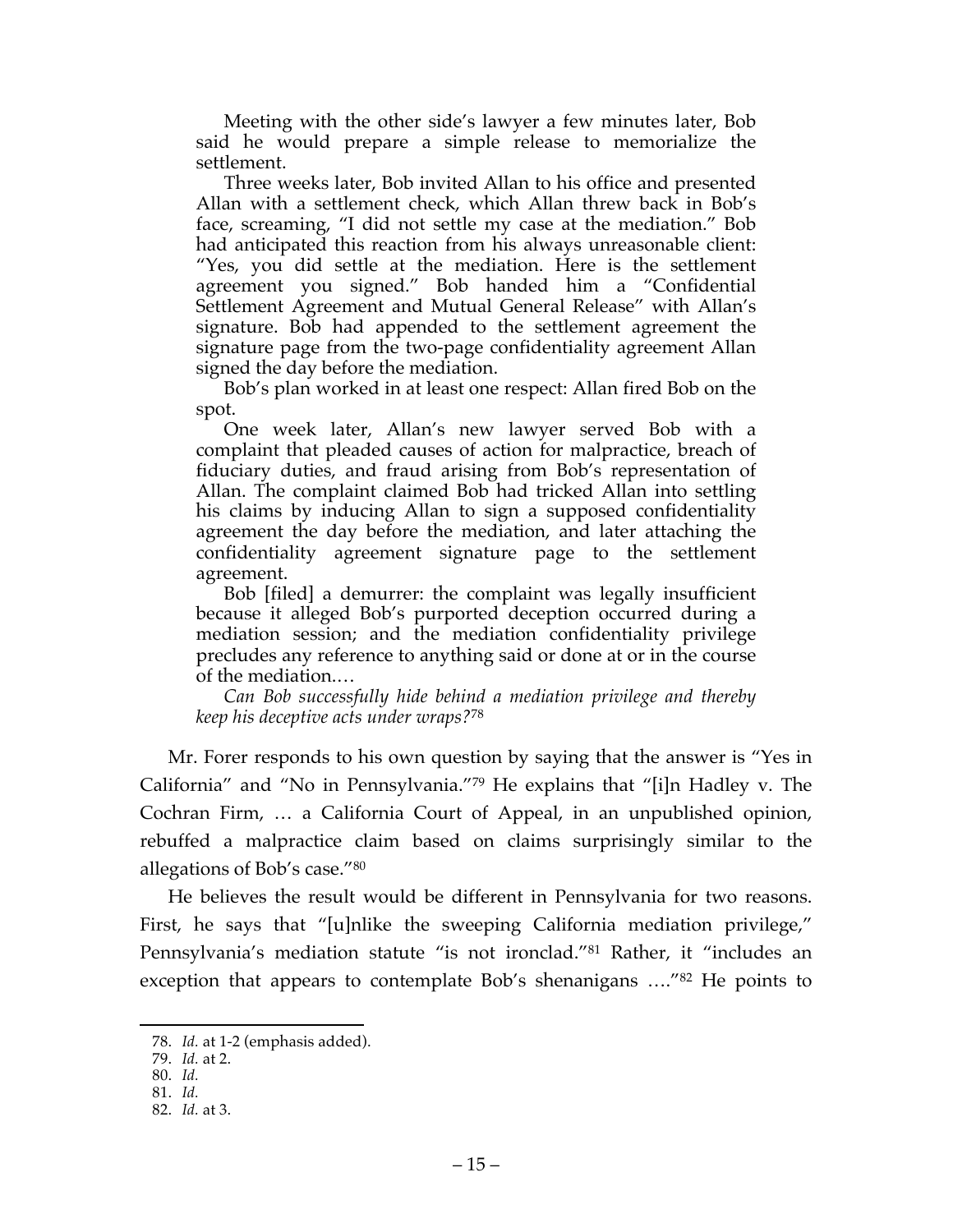> Meeting with the other side's lawyer a few minutes later, Bob said he would prepare a simple release to memorialize the settlement.
>
> Three weeks later, Bob invited Allan to his office and presented Allan with a settlement check, which Allan threw back in Bob's face, screaming, "I did not settle my case at the mediation." Bob had anticipated this reaction from his always unreasonable client: "Yes, you did settle at the mediation. Here is the settlement agreement you signed." Bob handed him a "Confidential Settlement Agreement and Mutual General Release" with Allan's signature. Bob had appended to the settlement agreement the signature page from the two-page confidentiality agreement Allan signed the day before the mediation.
>
> Bob's plan worked in at least one respect: Allan fired Bob on the spot.
>
> One week later, Allan's new lawyer served Bob with a complaint that pleaded causes of action for malpractice, breach of fiduciary duties, and fraud arising from Bob's representation of Allan. The complaint claimed Bob had tricked Allan into settling his claims by inducing Allan to sign a supposed confidentiality agreement the day before the mediation, and later attaching the confidentiality agreement signature page to the settlement agreement.
>
> Bob [filed] a demurrer: the complaint was legally insufficient because it alleged Bob's purported deception occurred during a mediation session; and the mediation confidentiality privilege precludes any reference to anything said or done at or in the course of the mediation.…
>
> *Can Bob successfully hide behind a mediation privilege and thereby keep his deceptive acts under wraps?*[78]

Mr. Forer responds to his own question by saying that the answer is "Yes in California" and "No in Pennsylvania."[79] He explains that "[i]n Hadley v. The Cochran Firm, … a California Court of Appeal, in an unpublished opinion, rebuffed a malpractice claim based on claims surprisingly similar to the allegations of Bob's case."[80]

He believes the result would be different in Pennsylvania for two reasons. First, he says that "[u]nlike the sweeping California mediation privilege," Pennsylvania's mediation statute "is not ironclad."[81] Rather, it "includes an exception that appears to contemplate Bob's shenanigans …."[82] He points to

---

78. *Id.* at 1-2 (emphasis added).

79. *Id.* at 2.

80. *Id.*

81. *Id.*

82. *Id.* at 3.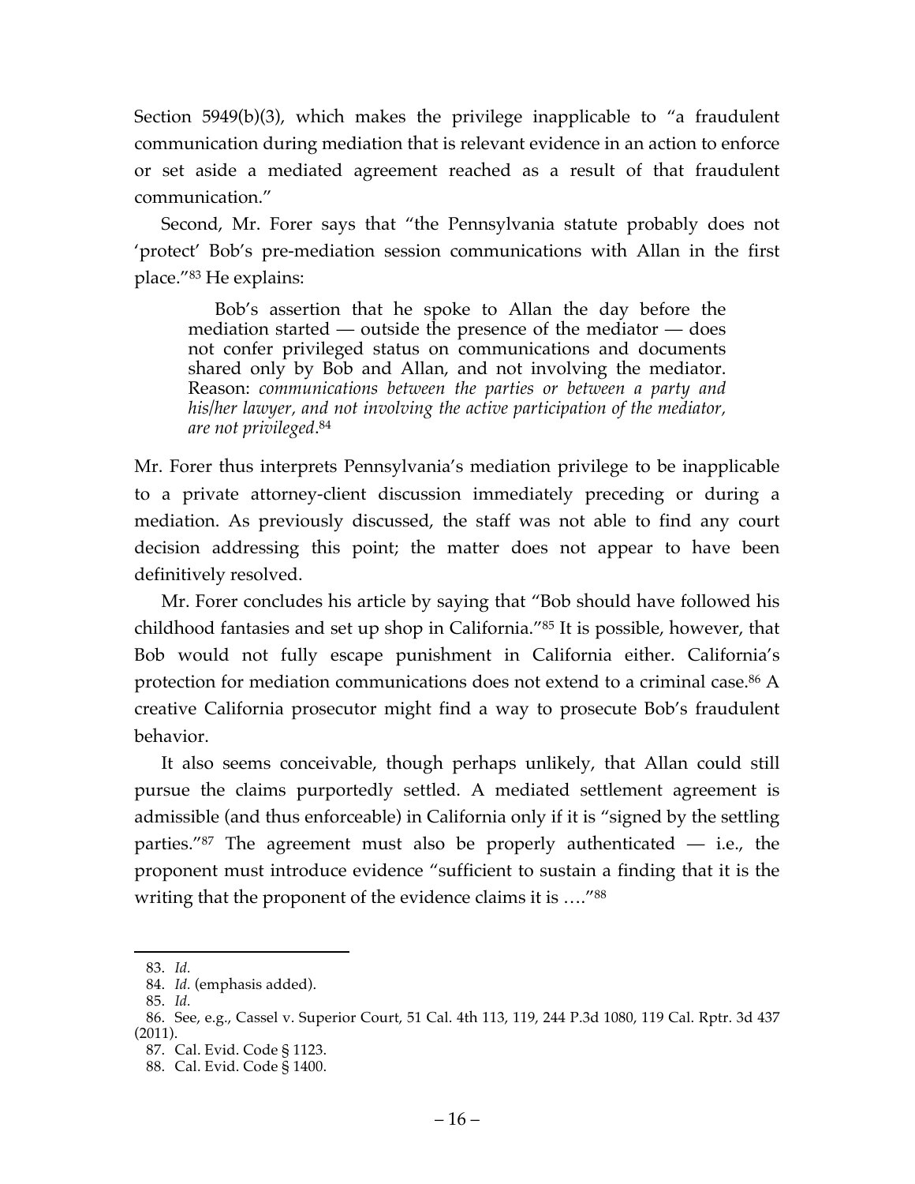Section 5949(b)(3), which makes the privilege inapplicable to "a fraudulent communication during mediation that is relevant evidence in an action to enforce or set aside a mediated agreement reached as a result of that fraudulent communication."

Second, Mr. Forer says that "the Pennsylvania statute probably does not 'protect' Bob's pre-mediation session communications with Allan in the first place."[83] He explains:

> Bob's assertion that he spoke to Allan the day before the mediation started — outside the presence of the mediator — does not confer privileged status on communications and documents shared only by Bob and Allan, and not involving the mediator. Reason: *communications between the parties or between a party and his/her lawyer, and not involving the active participation of the mediator, are not privileged*.[84]

Mr. Forer thus interprets Pennsylvania's mediation privilege to be inapplicable to a private attorney-client discussion immediately preceding or during a mediation. As previously discussed, the staff was not able to find any court decision addressing this point; the matter does not appear to have been definitively resolved.

Mr. Forer concludes his article by saying that "Bob should have followed his childhood fantasies and set up shop in California."[85] It is possible, however, that Bob would not fully escape punishment in California either. California's protection for mediation communications does not extend to a criminal case.[86] A creative California prosecutor might find a way to prosecute Bob's fraudulent behavior.

It also seems conceivable, though perhaps unlikely, that Allan could still pursue the claims purportedly settled. A mediated settlement agreement is admissible (and thus enforceable) in California only if it is "signed by the settling parties."[87] The agreement must also be properly authenticated — i.e., the proponent must introduce evidence "sufficient to sustain a finding that it is the writing that the proponent of the evidence claims it is …."[88]

---

83. *Id.*

84. *Id.* (emphasis added).

85. *Id.*

86. See, e.g., Cassel v. Superior Court, 51 Cal. 4th 113, 119, 244 P.3d 1080, 119 Cal. Rptr. 3d 437 (2011).

87. Cal. Evid. Code § 1123.

88. Cal. Evid. Code § 1400.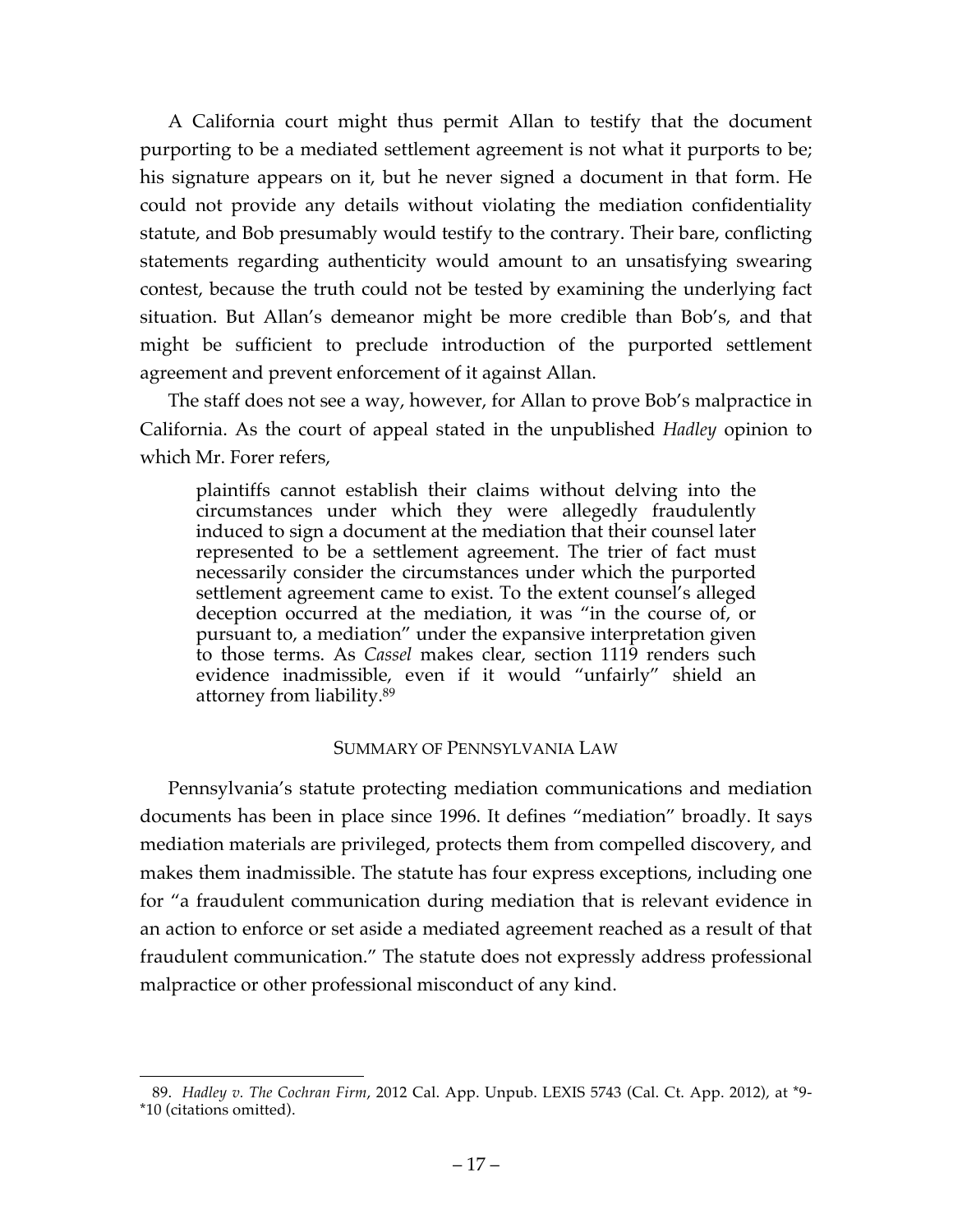A California court might thus permit Allan to testify that the document purporting to be a mediated settlement agreement is not what it purports to be; his signature appears on it, but he never signed a document in that form. He could not provide any details without violating the mediation confidentiality statute, and Bob presumably would testify to the contrary. Their bare, conflicting statements regarding authenticity would amount to an unsatisfying swearing contest, because the truth could not be tested by examining the underlying fact situation. But Allan's demeanor might be more credible than Bob's, and that might be sufficient to preclude introduction of the purported settlement agreement and prevent enforcement of it against Allan.

The staff does not see a way, however, for Allan to prove Bob's malpractice in California. As the court of appeal stated in the unpublished *Hadley* opinion to which Mr. Forer refers,

> plaintiffs cannot establish their claims without delving into the circumstances under which they were allegedly fraudulently induced to sign a document at the mediation that their counsel later represented to be a settlement agreement. The trier of fact must necessarily consider the circumstances under which the purported settlement agreement came to exist. To the extent counsel's alleged deception occurred at the mediation, it was "in the course of, or pursuant to, a mediation" under the expansive interpretation given to those terms. As *Cassel* makes clear, section 1119 renders such evidence inadmissible, even if it would "unfairly" shield an attorney from liability.[89]

## SUMMARY OF PENNSYLVANIA LAW

Pennsylvania's statute protecting mediation communications and mediation documents has been in place since 1996. It defines "mediation" broadly. It says mediation materials are privileged, protects them from compelled discovery, and makes them inadmissible. The statute has four express exceptions, including one for "a fraudulent communication during mediation that is relevant evidence in an action to enforce or set aside a mediated agreement reached as a result of that fraudulent communication." The statute does not expressly address professional malpractice or other professional misconduct of any kind.

---

89. *Hadley v. The Cochran Firm*, 2012 Cal. App. Unpub. LEXIS 5743 (Cal. Ct. App. 2012), at *9-*10 (citations omitted).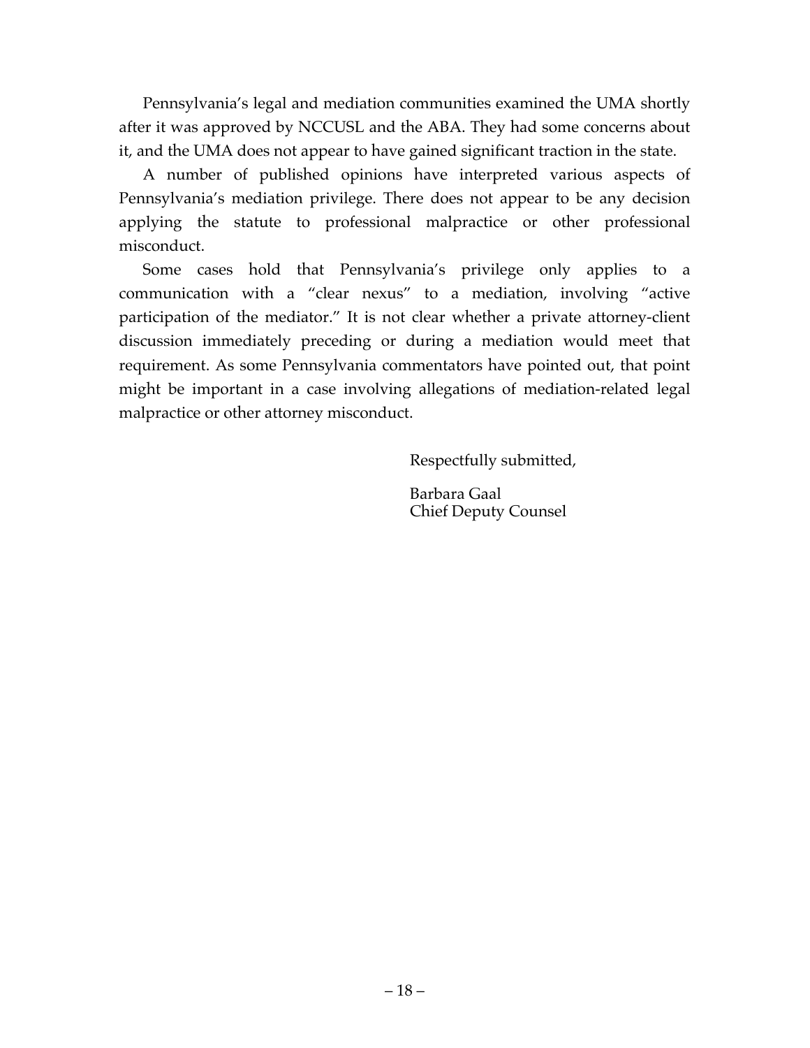Pennsylvania's legal and mediation communities examined the UMA shortly after it was approved by NCCUSL and the ABA. They had some concerns about it, and the UMA does not appear to have gained significant traction in the state.

A number of published opinions have interpreted various aspects of Pennsylvania's mediation privilege. There does not appear to be any decision applying the statute to professional malpractice or other professional misconduct.

Some cases hold that Pennsylvania's privilege only applies to a communication with a "clear nexus" to a mediation, involving "active participation of the mediator." It is not clear whether a private attorney-client discussion immediately preceding or during a mediation would meet that requirement. As some Pennsylvania commentators have pointed out, that point might be important in a case involving allegations of mediation-related legal malpractice or other attorney misconduct.

Respectfully submitted,

Barbara Gaal
Chief Deputy Counsel